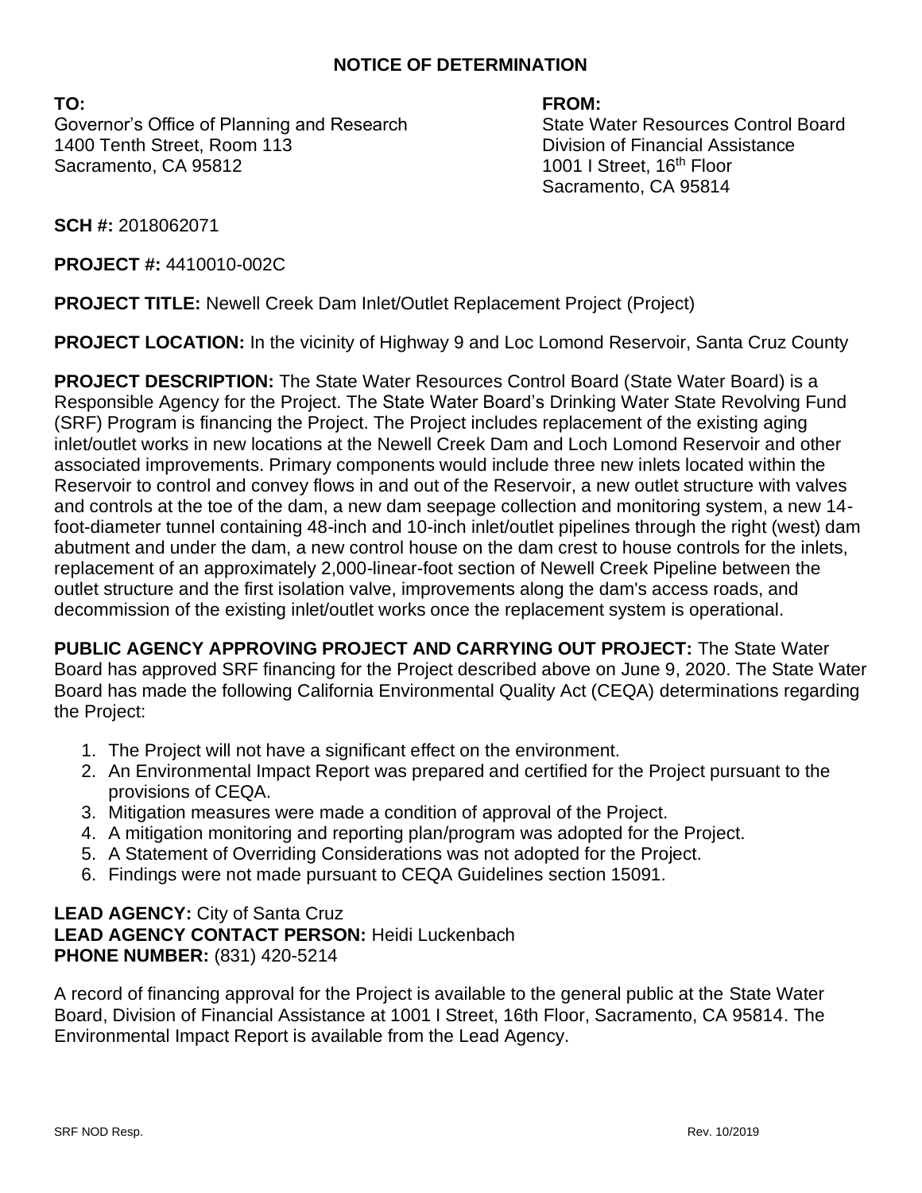# NOTICE OF DETERMINATION

**TO:**
Governor's Office of Planning and Research
1400 Tenth Street, Room 113
Sacramento, CA 95812

**FROM:**
State Water Resources Control Board
Division of Financial Assistance
1001 I Street, 16th Floor
Sacramento, CA 95814

**SCH #:** 2018062071

**PROJECT #:** 4410010-002C

**PROJECT TITLE:** Newell Creek Dam Inlet/Outlet Replacement Project (Project)

**PROJECT LOCATION:** In the vicinity of Highway 9 and Loc Lomond Reservoir, Santa Cruz County

**PROJECT DESCRIPTION:** The State Water Resources Control Board (State Water Board) is a Responsible Agency for the Project. The State Water Board's Drinking Water State Revolving Fund (SRF) Program is financing the Project. The Project includes replacement of the existing aging inlet/outlet works in new locations at the Newell Creek Dam and Loch Lomond Reservoir and other associated improvements. Primary components would include three new inlets located within the Reservoir to control and convey flows in and out of the Reservoir, a new outlet structure with valves and controls at the toe of the dam, a new dam seepage collection and monitoring system, a new 14-foot-diameter tunnel containing 48-inch and 10-inch inlet/outlet pipelines through the right (west) dam abutment and under the dam, a new control house on the dam crest to house controls for the inlets, replacement of an approximately 2,000-linear-foot section of Newell Creek Pipeline between the outlet structure and the first isolation valve, improvements along the dam's access roads, and decommission of the existing inlet/outlet works once the replacement system is operational.

**PUBLIC AGENCY APPROVING PROJECT AND CARRYING OUT PROJECT:** The State Water Board has approved SRF financing for the Project described above on June 9, 2020. The State Water Board has made the following California Environmental Quality Act (CEQA) determinations regarding the Project:

1. The Project will not have a significant effect on the environment.
2. An Environmental Impact Report was prepared and certified for the Project pursuant to the provisions of CEQA.
3. Mitigation measures were made a condition of approval of the Project.
4. A mitigation monitoring and reporting plan/program was adopted for the Project.
5. A Statement of Overriding Considerations was not adopted for the Project.
6. Findings were not made pursuant to CEQA Guidelines section 15091.

**LEAD AGENCY:** City of Santa Cruz
**LEAD AGENCY CONTACT PERSON:** Heidi Luckenbach
**PHONE NUMBER:** (831) 420-5214

A record of financing approval for the Project is available to the general public at the State Water Board, Division of Financial Assistance at 1001 I Street, 16th Floor, Sacramento, CA 95814. The Environmental Impact Report is available from the Lead Agency.

SRF NOD Resp. Rev. 10/2019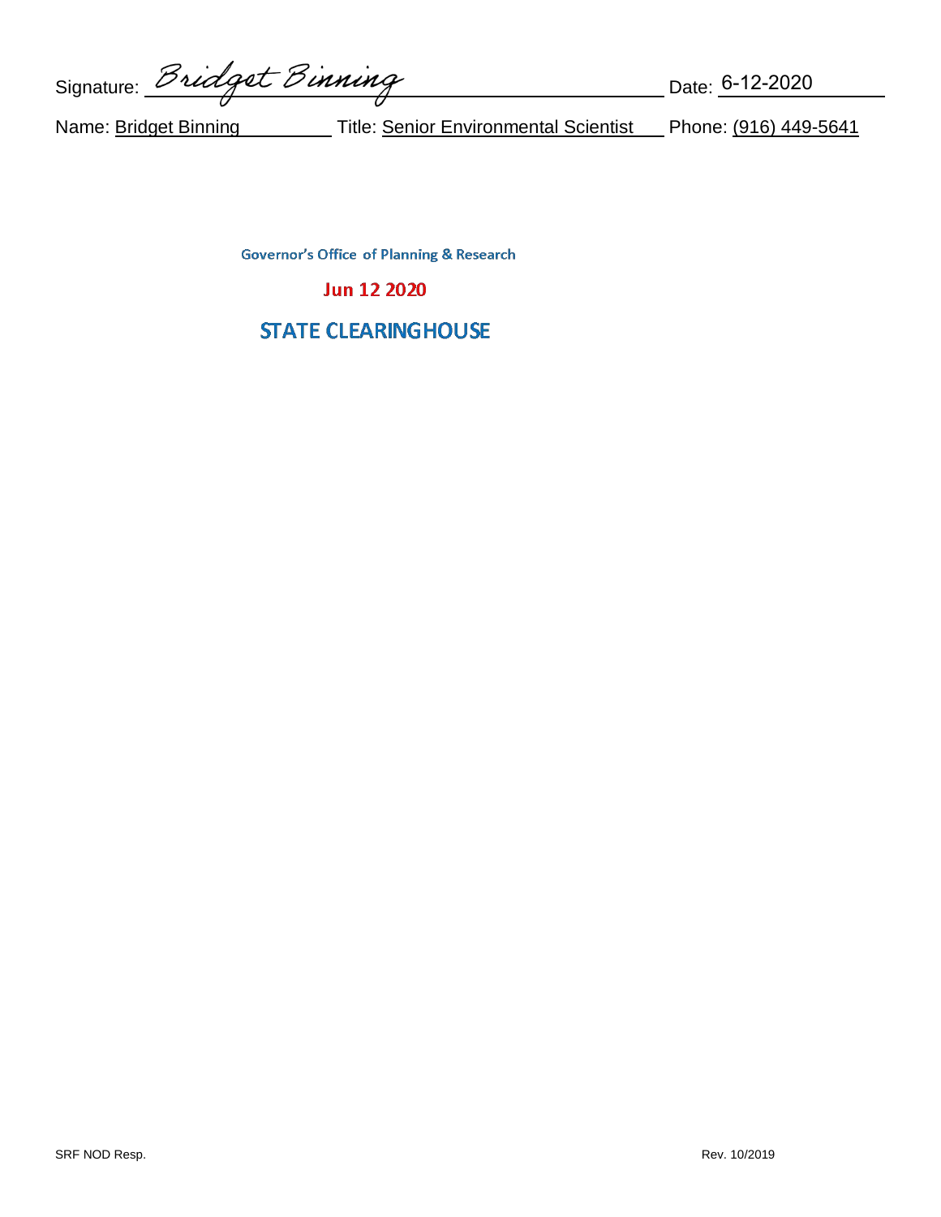Signature: *Bridget Binning* Date: 6-12-2020

Name: Bridget Binning Title: Senior Environmental Scientist Phone: (916) 449-5641

Governor's Office of Planning & Research

Jun 12 2020

STATE CLEARINGHOUSE

SRF NOD Resp. Rev. 10/2019